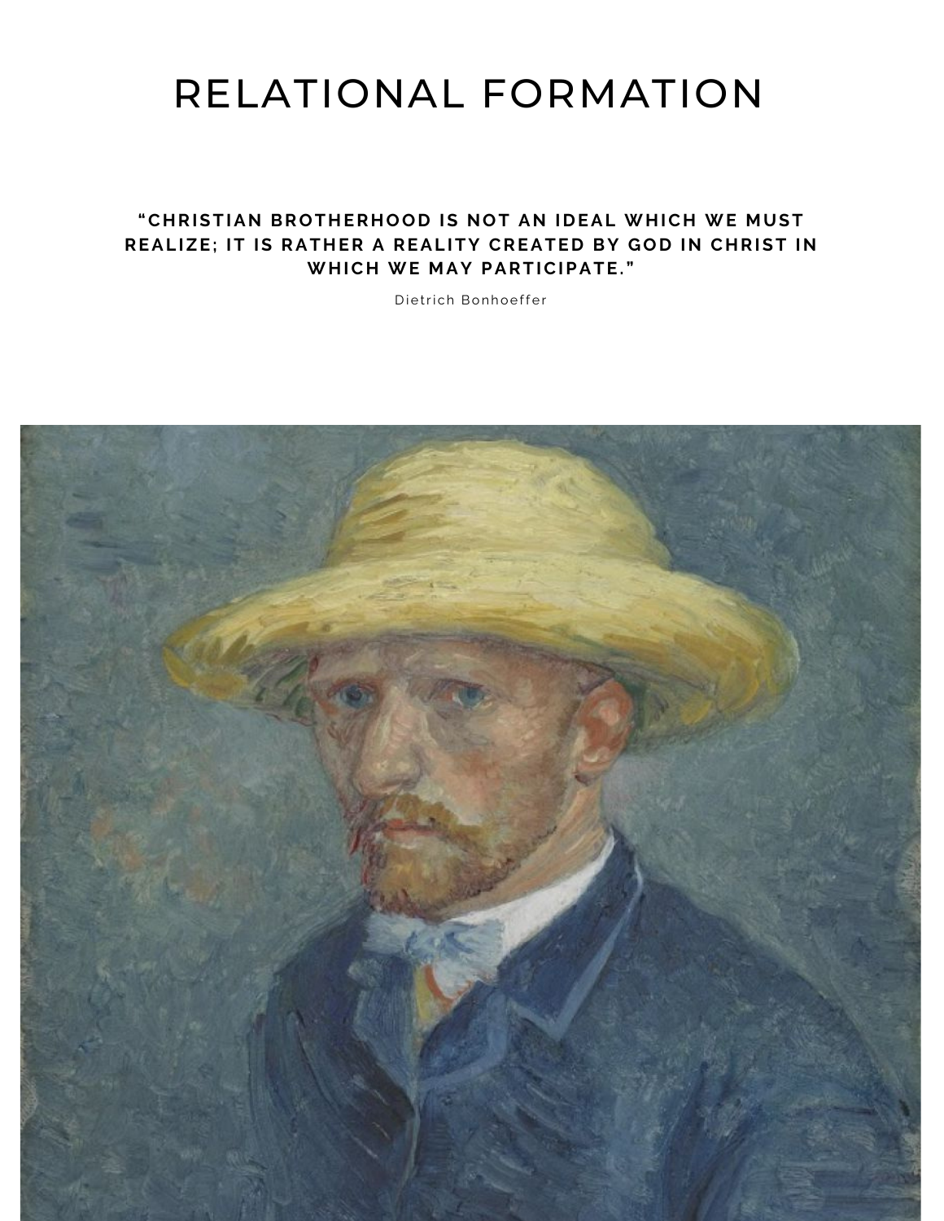# RELATIONAL FORMATION

**"CHRISTIAN BROTHERHOOD IS NOT AN IDEAL WHICH WE MUST REALIZE; IT IS RATHER A REALITY CREATED BY GOD IN CHRIST IN WHICH WE MAY PARTICIPATE."**

Dietrich Bonhoeffer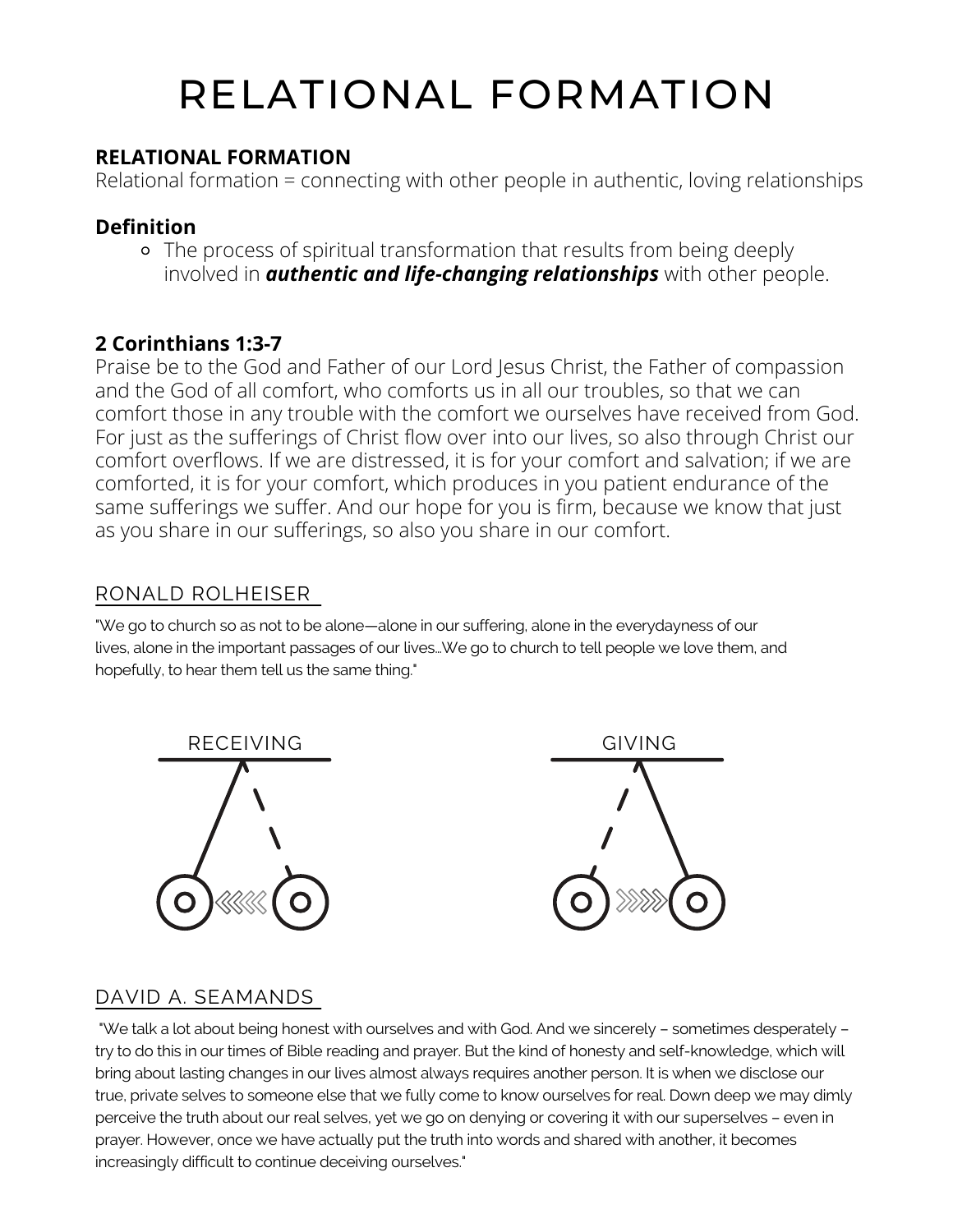# RELATIONAL FORMATION

**RELATIONAL FORMATION**

Relational formation = connecting with other people in authentic, loving relationships

**Definition**

- The process of spiritual transformation that results from being deeply involved in ***authentic and life-changing relationships*** with other people.

**2 Corinthians 1:3-7**

Praise be to the God and Father of our Lord Jesus Christ, the Father of compassion and the God of all comfort, who comforts us in all our troubles, so that we can comfort those in any trouble with the comfort we ourselves have received from God. For just as the sufferings of Christ flow over into our lives, so also through Christ our comfort overflows. If we are distressed, it is for your comfort and salvation; if we are comforted, it is for your comfort, which produces in you patient endurance of the same sufferings we suffer. And our hope for you is firm, because we know that just as you share in our sufferings, so also you share in our comfort.

RONALD ROLHEISER

"We go to church so as not to be alone—alone in our suffering, alone in the everydayness of our lives, alone in the important passages of our lives...We go to church to tell people we love them, and hopefully, to hear them tell us the same thing."

RECEIVING

GIVING

DAVID A. SEAMANDS

"We talk a lot about being honest with ourselves and with God. And we sincerely – sometimes desperately – try to do this in our times of Bible reading and prayer. But the kind of honesty and self-knowledge, which will bring about lasting changes in our lives almost always requires another person. It is when we disclose our true, private selves to someone else that we fully come to know ourselves for real. Down deep we may dimly perceive the truth about our real selves, yet we go on denying or covering it with our superselves – even in prayer. However, once we have actually put the truth into words and shared with another, it becomes increasingly difficult to continue deceiving ourselves."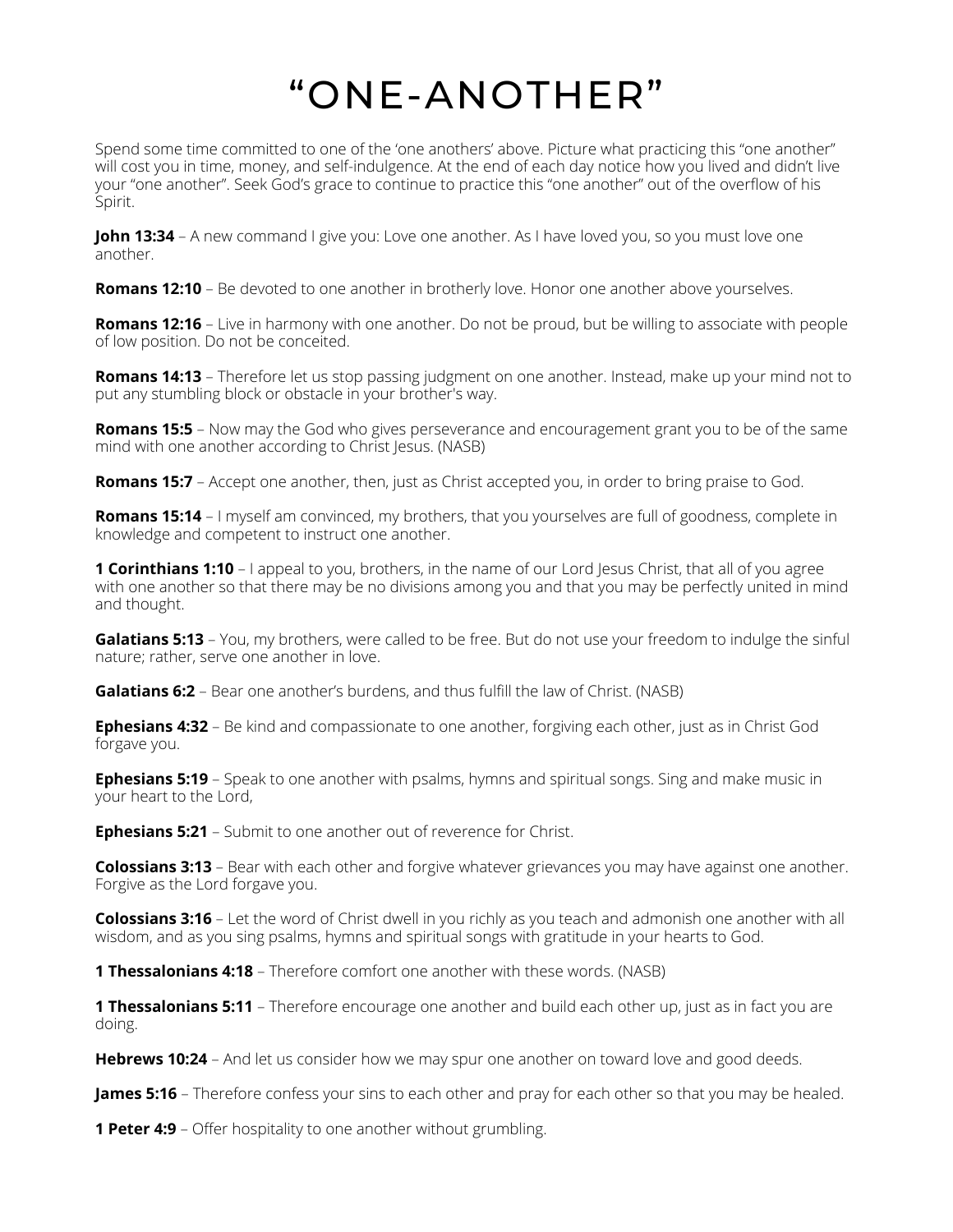# "ONE-ANOTHER"

Spend some time committed to one of the 'one anothers' above. Picture what practicing this "one another" will cost you in time, money, and self-indulgence. At the end of each day notice how you lived and didn't live your "one another". Seek God's grace to continue to practice this "one another" out of the overflow of his Spirit.

**John 13:34** – A new command I give you: Love one another. As I have loved you, so you must love one another.

**Romans 12:10** – Be devoted to one another in brotherly love. Honor one another above yourselves.

**Romans 12:16** – Live in harmony with one another. Do not be proud, but be willing to associate with people of low position. Do not be conceited.

**Romans 14:13** – Therefore let us stop passing judgment on one another. Instead, make up your mind not to put any stumbling block or obstacle in your brother's way.

**Romans 15:5** – Now may the God who gives perseverance and encouragement grant you to be of the same mind with one another according to Christ Jesus. (NASB)

**Romans 15:7** – Accept one another, then, just as Christ accepted you, in order to bring praise to God.

**Romans 15:14** – I myself am convinced, my brothers, that you yourselves are full of goodness, complete in knowledge and competent to instruct one another.

**1 Corinthians 1:10** – I appeal to you, brothers, in the name of our Lord Jesus Christ, that all of you agree with one another so that there may be no divisions among you and that you may be perfectly united in mind and thought.

**Galatians 5:13** – You, my brothers, were called to be free. But do not use your freedom to indulge the sinful nature; rather, serve one another in love.

**Galatians 6:2** – Bear one another's burdens, and thus fulfill the law of Christ. (NASB)

**Ephesians 4:32** – Be kind and compassionate to one another, forgiving each other, just as in Christ God forgave you.

**Ephesians 5:19** – Speak to one another with psalms, hymns and spiritual songs. Sing and make music in your heart to the Lord,

**Ephesians 5:21** – Submit to one another out of reverence for Christ.

**Colossians 3:13** – Bear with each other and forgive whatever grievances you may have against one another. Forgive as the Lord forgave you.

**Colossians 3:16** – Let the word of Christ dwell in you richly as you teach and admonish one another with all wisdom, and as you sing psalms, hymns and spiritual songs with gratitude in your hearts to God.

**1 Thessalonians 4:18** – Therefore comfort one another with these words. (NASB)

**1 Thessalonians 5:11** – Therefore encourage one another and build each other up, just as in fact you are doing.

**Hebrews 10:24** – And let us consider how we may spur one another on toward love and good deeds.

**James 5:16** – Therefore confess your sins to each other and pray for each other so that you may be healed.

**1 Peter 4:9** – Offer hospitality to one another without grumbling.